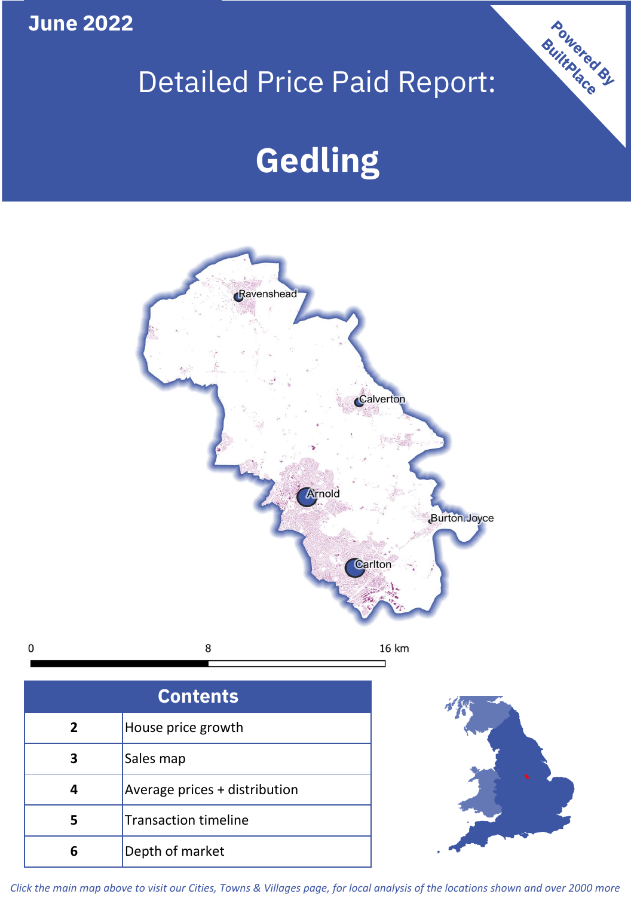June 2022

# Detailed Price Paid Report:

# Gedling

Powered By BuiltPlace

Ravenshead

Calverton

Arnold

Burton Joyce

Carlton

0 8 16 km

| Contents | |
|---|---|
| 2 | House price growth |
| 3 | Sales map |
| 4 | Average prices + distribution |
| 5 | Transaction timeline |
| 6 | Depth of market |

*Click the main map above to visit our Cities, Towns & Villages page, for local analysis of the locations shown and over 2000 more*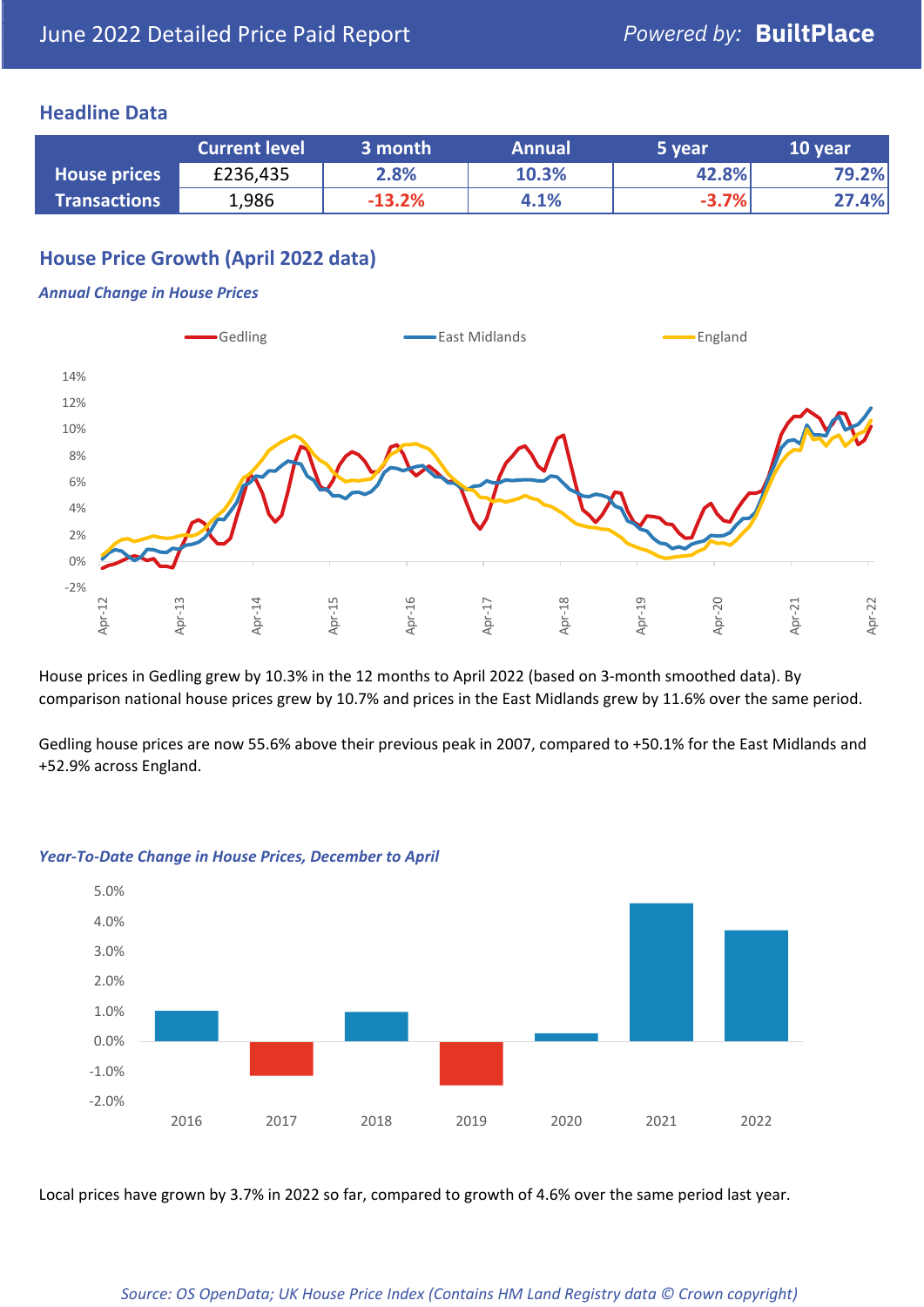June 2022 Detailed Price Paid Report

*Powered by:* **BuiltPlace**

## Headline Data

| | Current level | 3 month | Annual | 5 year | 10 year |
|---|---|---|---|---|---|
| **House prices** | £236,435 | 2.8% | 10.3% | 42.8% | 79.2% |
| **Transactions** | 1,986 | -13.2% | 4.1% | -3.7% | 27.4% |

## House Price Growth (April 2022 data)

***Annual Change in House Prices***

House prices in Gedling grew by 10.3% in the 12 months to April 2022 (based on 3-month smoothed data). By comparison national house prices grew by 10.7% and prices in the East Midlands grew by 11.6% over the same period.

Gedling house prices are now 55.6% above their previous peak in 2007, compared to +50.1% for the East Midlands and +52.9% across England.

***Year-To-Date Change in House Prices, December to April***

Local prices have grown by 3.7% in 2022 so far, compared to growth of 4.6% over the same period last year.

*Source: OS OpenData; UK House Price Index (Contains HM Land Registry data © Crown copyright)*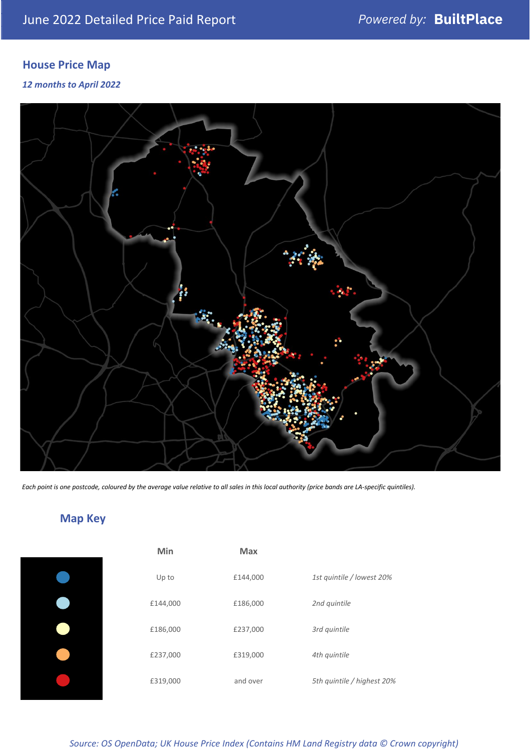June 2022 Detailed Price Paid Report

*Powered by:* **BuiltPlace**

## House Price Map

*12 months to April 2022*

*Each point is one postcode, coloured by the average value relative to all sales in this local authority (price bands are LA-specific quintiles).*

## Map Key

| | Min | Max | |
|---|---|---|---|
| (dark blue) | Up to | £144,000 | *1st quintile / lowest 20%* |
| (light blue) | £144,000 | £186,000 | *2nd quintile* |
| (pale yellow) | £186,000 | £237,000 | *3rd quintile* |
| (orange) | £237,000 | £319,000 | *4th quintile* |
| (red) | £319,000 | and over | *5th quintile / highest 20%* |

*Source: OS OpenData; UK House Price Index (Contains HM Land Registry data © Crown copyright)*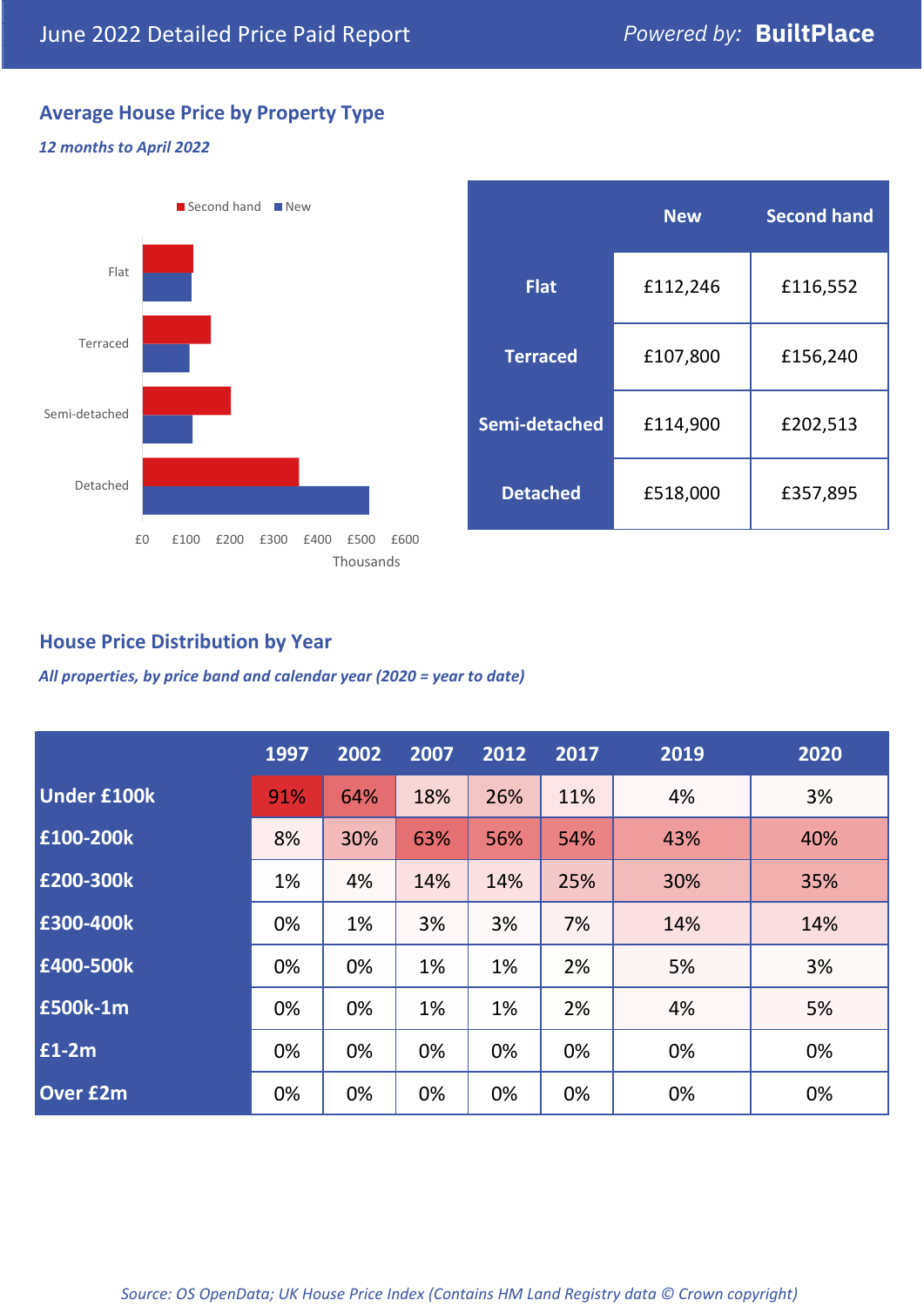# June 2022 Detailed Price Paid Report

*Powered by:* **BuiltPlace**

## Average House Price by Property Type

***12 months to April 2022***

| | New | Second hand |
|---|---|---|
| **Flat** | £112,246 | £116,552 |
| **Terraced** | £107,800 | £156,240 |
| **Semi-detached** | £114,900 | £202,513 |
| **Detached** | £518,000 | £357,895 |

## House Price Distribution by Year

***All properties, by price band and calendar year (2020 = year to date)***

| | 1997 | 2002 | 2007 | 2012 | 2017 | 2019 | 2020 |
|---|---|---|---|---|---|---|---|
| **Under £100k** | 91% | 64% | 18% | 26% | 11% | 4% | 3% |
| **£100-200k** | 8% | 30% | 63% | 56% | 54% | 43% | 40% |
| **£200-300k** | 1% | 4% | 14% | 14% | 25% | 30% | 35% |
| **£300-400k** | 0% | 1% | 3% | 3% | 7% | 14% | 14% |
| **£400-500k** | 0% | 0% | 1% | 1% | 2% | 5% | 3% |
| **£500k-1m** | 0% | 0% | 1% | 1% | 2% | 4% | 5% |
| **£1-2m** | 0% | 0% | 0% | 0% | 0% | 0% | 0% |
| **Over £2m** | 0% | 0% | 0% | 0% | 0% | 0% | 0% |

*Source: OS OpenData; UK House Price Index (Contains HM Land Registry data © Crown copyright)*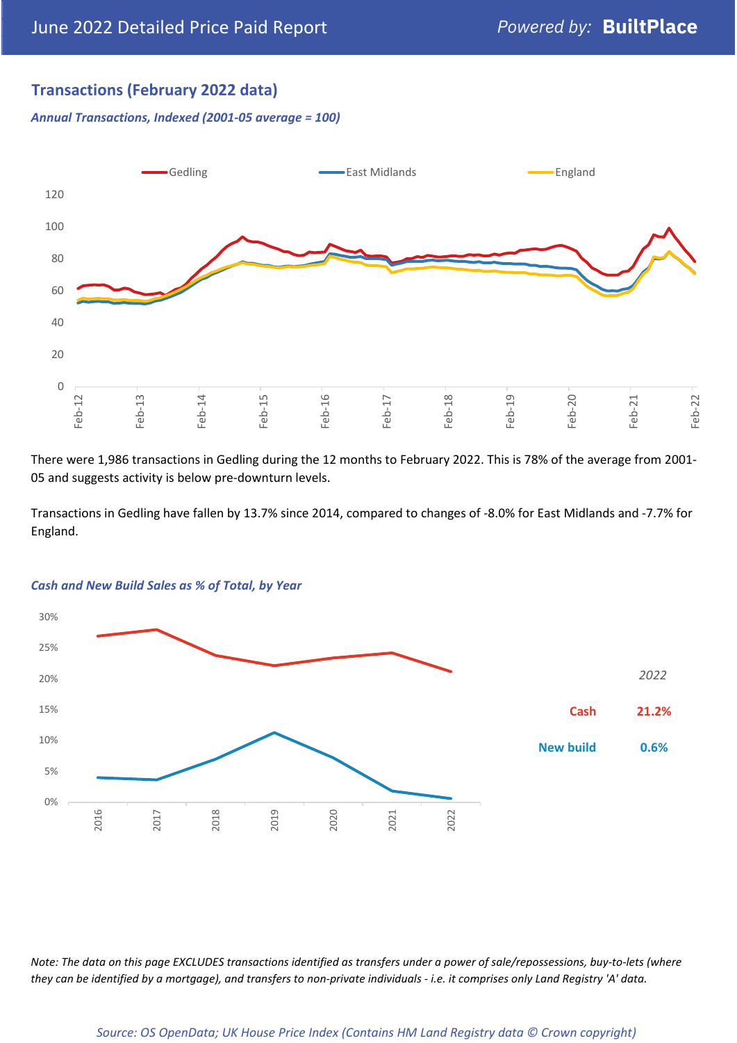## Transactions (February 2022 data)

*Annual Transactions, Indexed (2001-05 average = 100)*

There were 1,986 transactions in Gedling during the 12 months to February 2022. This is 78% of the average from 2001-05 and suggests activity is below pre-downturn levels.

Transactions in Gedling have fallen by 13.7% since 2014, compared to changes of -8.0% for East Midlands and -7.7% for England.

*Cash and New Build Sales as % of Total, by Year*

| *2022* | |
|---|---|
| Cash | 21.2% |
| New build | 0.6% |

*Note: The data on this page EXCLUDES transactions identified as transfers under a power of sale/repossessions, buy-to-lets (where they can be identified by a mortgage), and transfers to non-private individuals - i.e. it comprises only Land Registry 'A' data.*

*Source: OS OpenData; UK House Price Index (Contains HM Land Registry data © Crown copyright)*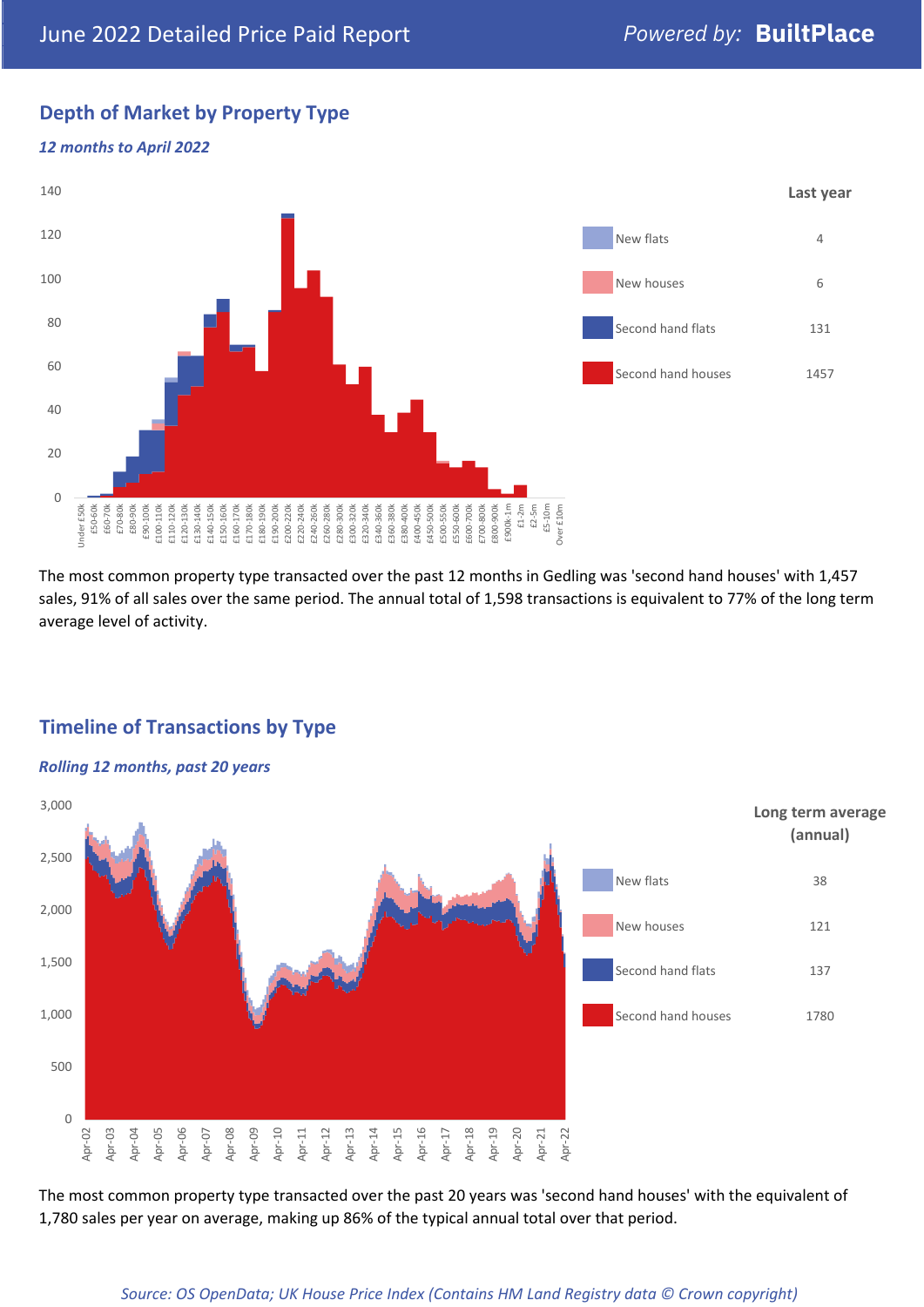June 2022 Detailed Price Paid Report

Powered by: **BuiltPlace**

## Depth of Market by Property Type

***12 months to April 2022***

140
120
100
80
60
40
20
0

Under £50k, £50-60k, £60-70k, £70-80k, £80-90k, £90-100k, £100-110k, £110-120k, £120-130k, £130-140k, £140-150k, £150-160k, £160-170k, £170-180k, £180-190k, £190-200k, £200-220k, £220-240k, £240-260k, £260-280k, £280-300k, £300-320k, £320-340k, £340-360k, £360-380k, £380-400k, £400-450k, £450-500k, £500-550k, £550-600k, £600-700k, £700-800k, £800-900k, £900k-1m, £1-2m, £2-5m, £5-10m, Over £10m

**Last year**

New flats 4
New houses 6
Second hand flats 131
Second hand houses 1457

The most common property type transacted over the past 12 months in Gedling was 'second hand houses' with 1,457 sales, 91% of all sales over the same period. The annual total of 1,598 transactions is equivalent to 77% of the long term average level of activity.

## Timeline of Transactions by Type

***Rolling 12 months, past 20 years***

3,000
2,500
2,000
1,500
1,000
500
0

Apr-02, Apr-03, Apr-04, Apr-05, Apr-06, Apr-07, Apr-08, Apr-09, Apr-10, Apr-11, Apr-12, Apr-13, Apr-14, Apr-15, Apr-16, Apr-17, Apr-18, Apr-19, Apr-20, Apr-21, Apr-22

**Long term average (annual)**

New flats 38
New houses 121
Second hand flats 137
Second hand houses 1780

The most common property type transacted over the past 20 years was 'second hand houses' with the equivalent of 1,780 sales per year on average, making up 86% of the typical annual total over that period.

*Source: OS OpenData; UK House Price Index (Contains HM Land Registry data © Crown copyright)*